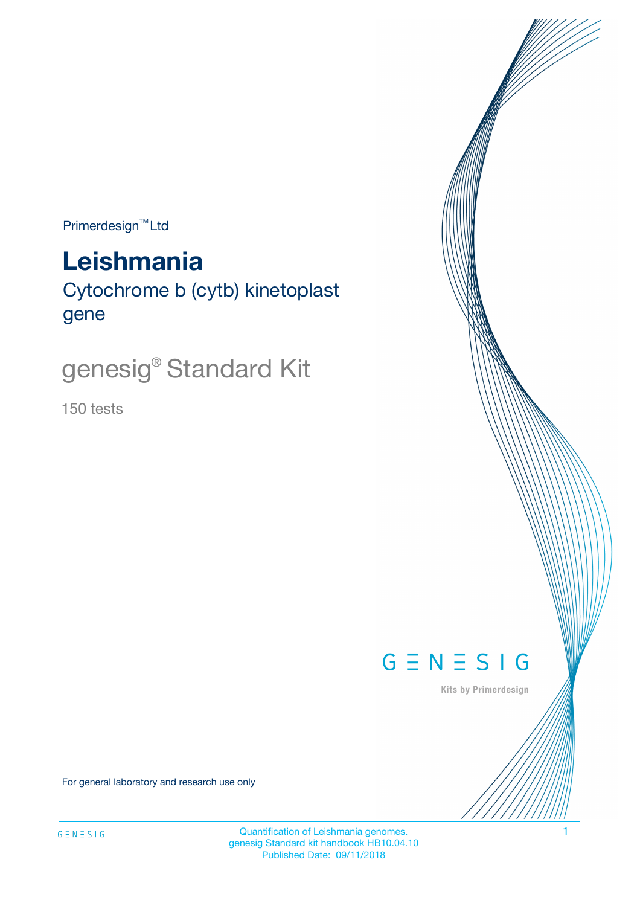Primerdesign™ Ltd

# Leishmania

## Cytochrome b (cytb) kinetoplast gene

genesig® Standard Kit

150 tests

GENESIG

Kits by Primerdesign

For general laboratory and research use only

Quantification of Leishmania genomes.
genesig Standard kit handbook HB10.04.10
Published Date: 09/11/2018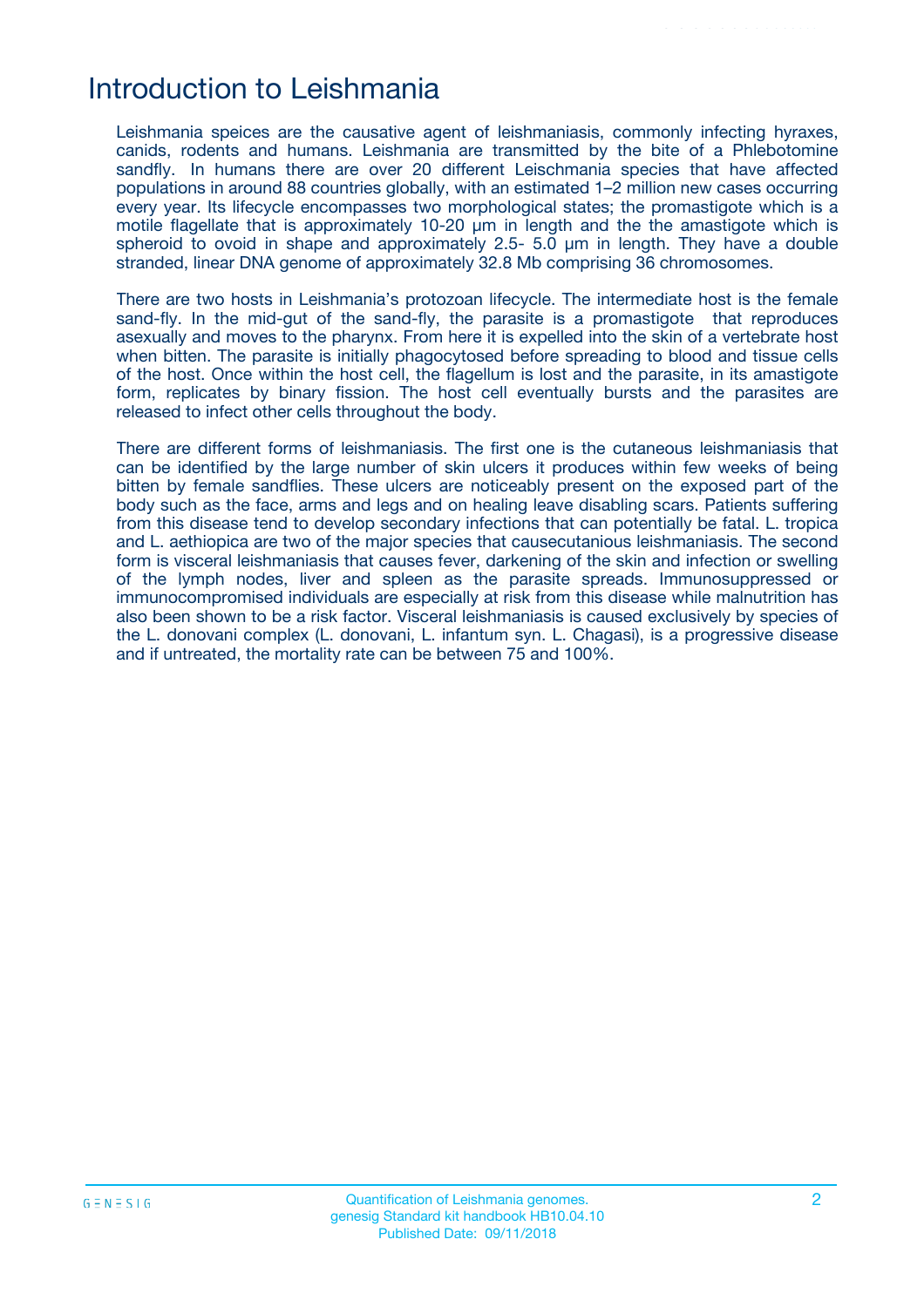# Introduction to Leishmania

Leishmania speices are the causative agent of leishmaniasis, commonly infecting hyraxes, canids, rodents and humans. Leishmania are transmitted by the bite of a Phlebotomine sandfly. In humans there are over 20 different Leischmania species that have affected populations in around 88 countries globally, with an estimated 1–2 million new cases occurring every year. Its lifecycle encompasses two morphological states; the promastigote which is a motile flagellate that is approximately 10-20 μm in length and the the amastigote which is spheroid to ovoid in shape and approximately 2.5- 5.0 μm in length. They have a double stranded, linear DNA genome of approximately 32.8 Mb comprising 36 chromosomes.

There are two hosts in Leishmania's protozoan lifecycle. The intermediate host is the female sand-fly. In the mid-gut of the sand-fly, the parasite is a promastigote that reproduces asexually and moves to the pharynx. From here it is expelled into the skin of a vertebrate host when bitten. The parasite is initially phagocytosed before spreading to blood and tissue cells of the host. Once within the host cell, the flagellum is lost and the parasite, in its amastigote form, replicates by binary fission. The host cell eventually bursts and the parasites are released to infect other cells throughout the body.

There are different forms of leishmaniasis. The first one is the cutaneous leishmaniasis that can be identified by the large number of skin ulcers it produces within few weeks of being bitten by female sandflies. These ulcers are noticeably present on the exposed part of the body such as the face, arms and legs and on healing leave disabling scars. Patients suffering from this disease tend to develop secondary infections that can potentially be fatal. L. tropica and L. aethiopica are two of the major species that causecutanious leishmaniasis. The second form is visceral leishmaniasis that causes fever, darkening of the skin and infection or swelling of the lymph nodes, liver and spleen as the parasite spreads. Immunosuppressed or immunocompromised individuals are especially at risk from this disease while malnutrition has also been shown to be a risk factor. Visceral leishmaniasis is caused exclusively by species of the L. donovani complex (L. donovani, L. infantum syn. L. Chagasi), is a progressive disease and if untreated, the mortality rate can be between 75 and 100%.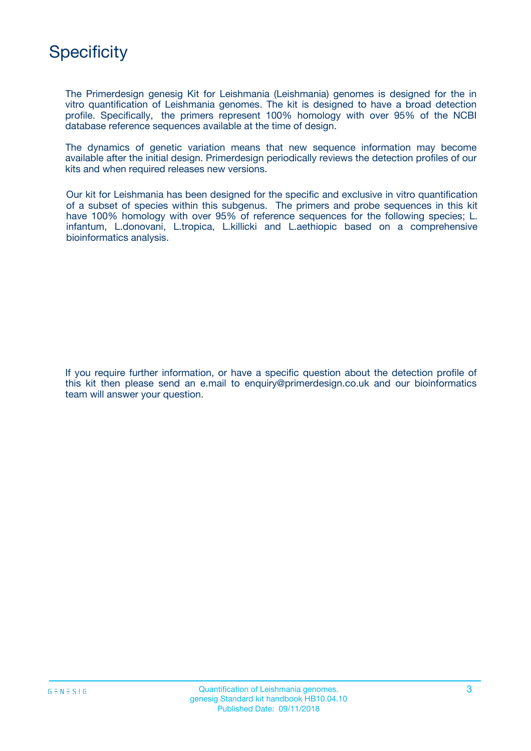# Specificity

The Primerdesign genesig Kit for Leishmania (Leishmania) genomes is designed for the in vitro quantification of Leishmania genomes. The kit is designed to have a broad detection profile. Specifically, the primers represent 100% homology with over 95% of the NCBI database reference sequences available at the time of design.

The dynamics of genetic variation means that new sequence information may become available after the initial design. Primerdesign periodically reviews the detection profiles of our kits and when required releases new versions.

Our kit for Leishmania has been designed for the specific and exclusive in vitro quantification of a subset of species within this subgenus. The primers and probe sequences in this kit have 100% homology with over 95% of reference sequences for the following species; L. infantum, L.donovani, L.tropica, L.killicki and L.aethiopic based on a comprehensive bioinformatics analysis.

If you require further information, or have a specific question about the detection profile of this kit then please send an e.mail to enquiry@primerdesign.co.uk and our bioinformatics team will answer your question.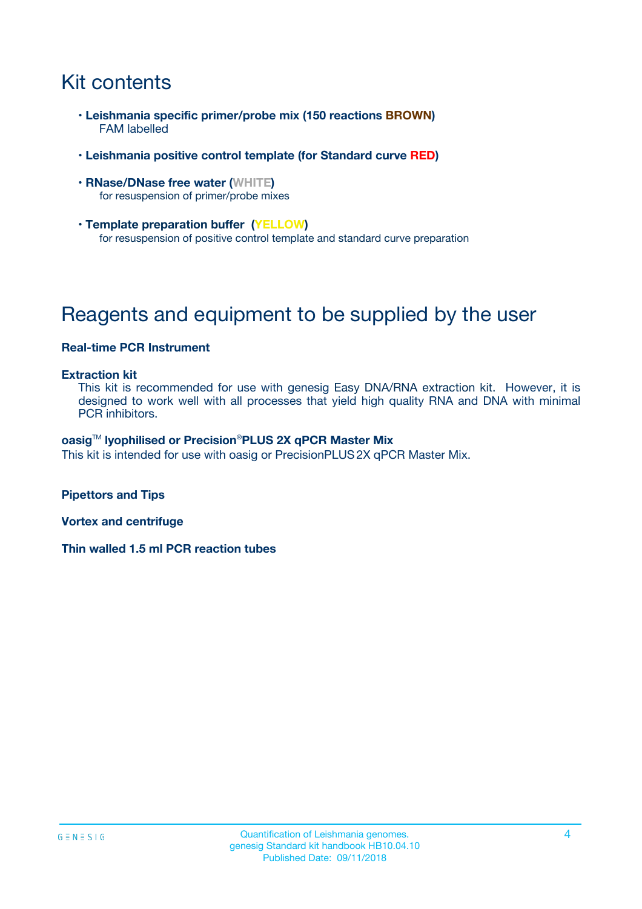# Kit contents

- **Leishmania specific primer/probe mix (150 reactions BROWN)**
  FAM labelled
- **Leishmania positive control template (for Standard curve RED)**
- **RNase/DNase free water (WHITE)**
  for resuspension of primer/probe mixes
- **Template preparation buffer (YELLOW)**
  for resuspension of positive control template and standard curve preparation

# Reagents and equipment to be supplied by the user

**Real-time PCR Instrument**

**Extraction kit**
This kit is recommended for use with genesig Easy DNA/RNA extraction kit. However, it is designed to work well with all processes that yield high quality RNA and DNA with minimal PCR inhibitors.

**oasig™ lyophilised or Precision®PLUS 2X qPCR Master Mix**
This kit is intended for use with oasig or PrecisionPLUS 2X qPCR Master Mix.

**Pipettors and Tips**

**Vortex and centrifuge**

**Thin walled 1.5 ml PCR reaction tubes**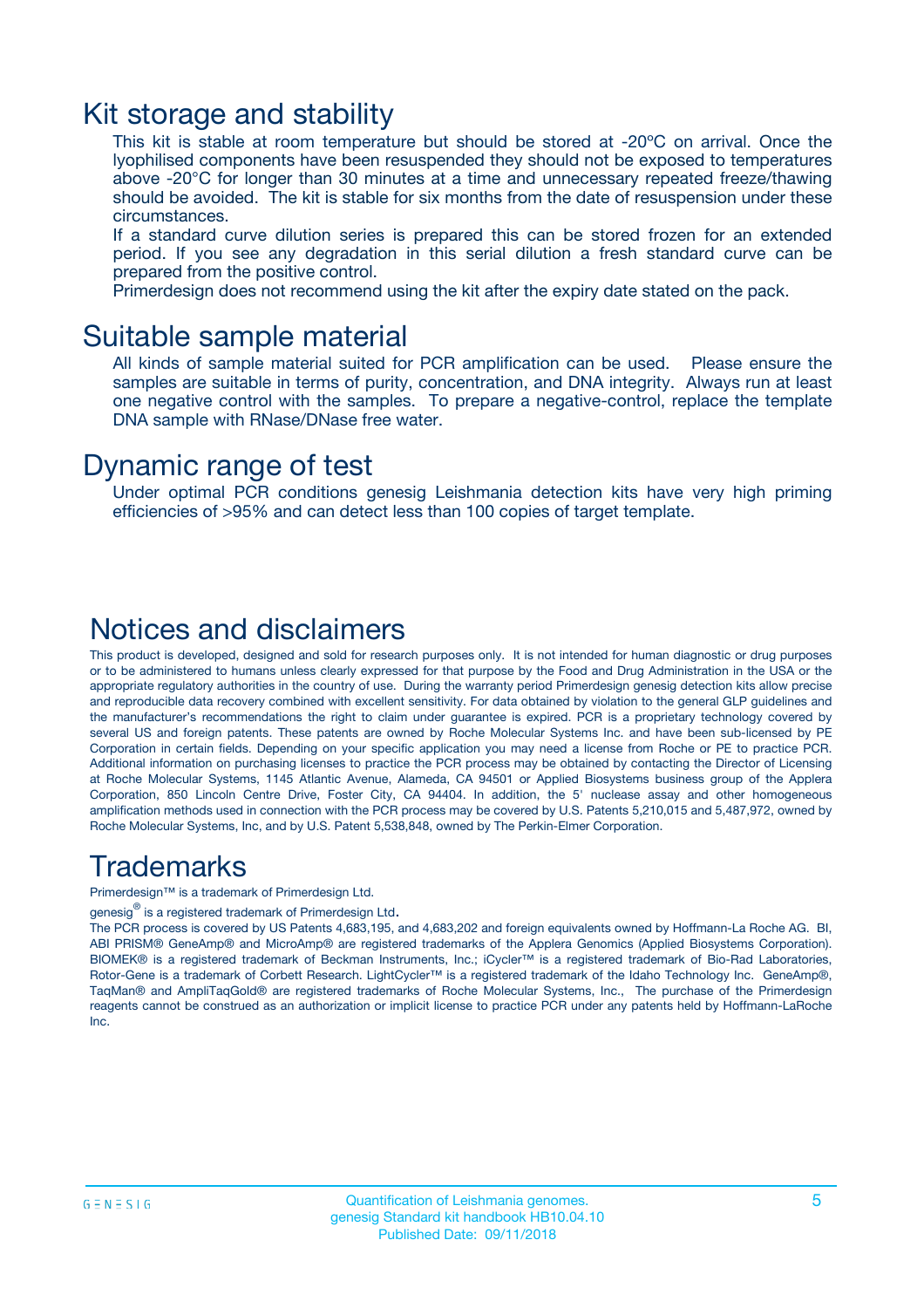# Kit storage and stability

This kit is stable at room temperature but should be stored at -20ºC on arrival. Once the lyophilised components have been resuspended they should not be exposed to temperatures above -20°C for longer than 30 minutes at a time and unnecessary repeated freeze/thawing should be avoided. The kit is stable for six months from the date of resuspension under these circumstances.

If a standard curve dilution series is prepared this can be stored frozen for an extended period. If you see any degradation in this serial dilution a fresh standard curve can be prepared from the positive control.

Primerdesign does not recommend using the kit after the expiry date stated on the pack.

# Suitable sample material

All kinds of sample material suited for PCR amplification can be used. Please ensure the samples are suitable in terms of purity, concentration, and DNA integrity. Always run at least one negative control with the samples. To prepare a negative-control, replace the template DNA sample with RNase/DNase free water.

# Dynamic range of test

Under optimal PCR conditions genesig Leishmania detection kits have very high priming efficiencies of >95% and can detect less than 100 copies of target template.

# Notices and disclaimers

This product is developed, designed and sold for research purposes only. It is not intended for human diagnostic or drug purposes or to be administered to humans unless clearly expressed for that purpose by the Food and Drug Administration in the USA or the appropriate regulatory authorities in the country of use. During the warranty period Primerdesign genesig detection kits allow precise and reproducible data recovery combined with excellent sensitivity. For data obtained by violation to the general GLP guidelines and the manufacturer's recommendations the right to claim under guarantee is expired. PCR is a proprietary technology covered by several US and foreign patents. These patents are owned by Roche Molecular Systems Inc. and have been sub-licensed by PE Corporation in certain fields. Depending on your specific application you may need a license from Roche or PE to practice PCR. Additional information on purchasing licenses to practice the PCR process may be obtained by contacting the Director of Licensing at Roche Molecular Systems, 1145 Atlantic Avenue, Alameda, CA 94501 or Applied Biosystems business group of the Applera Corporation, 850 Lincoln Centre Drive, Foster City, CA 94404. In addition, the 5' nuclease assay and other homogeneous amplification methods used in connection with the PCR process may be covered by U.S. Patents 5,210,015 and 5,487,972, owned by Roche Molecular Systems, Inc, and by U.S. Patent 5,538,848, owned by The Perkin-Elmer Corporation.

# Trademarks

Primerdesign™ is a trademark of Primerdesign Ltd.

genesig® is a registered trademark of Primerdesign Ltd.

The PCR process is covered by US Patents 4,683,195, and 4,683,202 and foreign equivalents owned by Hoffmann-La Roche AG. BI, ABI PRISM® GeneAmp® and MicroAmp® are registered trademarks of the Applera Genomics (Applied Biosystems Corporation). BIOMEK® is a registered trademark of Beckman Instruments, Inc.; iCycler™ is a registered trademark of Bio-Rad Laboratories, Rotor-Gene is a trademark of Corbett Research. LightCycler™ is a registered trademark of the Idaho Technology Inc. GeneAmp®, TaqMan® and AmpliTaqGold® are registered trademarks of Roche Molecular Systems, Inc., The purchase of the Primerdesign reagents cannot be construed as an authorization or implicit license to practice PCR under any patents held by Hoffmann-LaRoche Inc.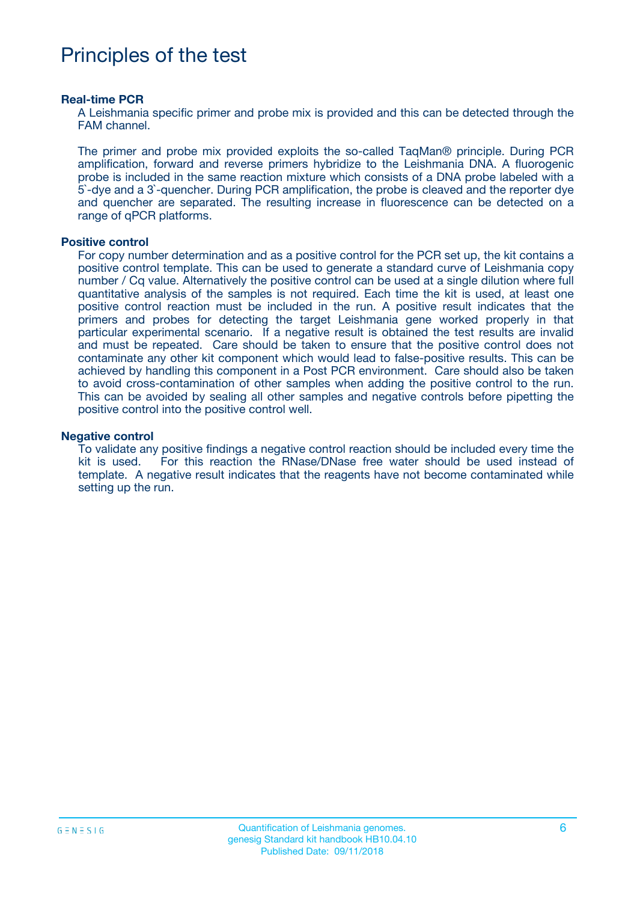# Principles of the test

**Real-time PCR**

A Leishmania specific primer and probe mix is provided and this can be detected through the FAM channel.

The primer and probe mix provided exploits the so-called TaqMan® principle. During PCR amplification, forward and reverse primers hybridize to the Leishmania DNA. A fluorogenic probe is included in the same reaction mixture which consists of a DNA probe labeled with a 5`-dye and a 3`-quencher. During PCR amplification, the probe is cleaved and the reporter dye and quencher are separated. The resulting increase in fluorescence can be detected on a range of qPCR platforms.

**Positive control**

For copy number determination and as a positive control for the PCR set up, the kit contains a positive control template. This can be used to generate a standard curve of Leishmania copy number / Cq value. Alternatively the positive control can be used at a single dilution where full quantitative analysis of the samples is not required. Each time the kit is used, at least one positive control reaction must be included in the run. A positive result indicates that the primers and probes for detecting the target Leishmania gene worked properly in that particular experimental scenario. If a negative result is obtained the test results are invalid and must be repeated. Care should be taken to ensure that the positive control does not contaminate any other kit component which would lead to false-positive results. This can be achieved by handling this component in a Post PCR environment. Care should also be taken to avoid cross-contamination of other samples when adding the positive control to the run. This can be avoided by sealing all other samples and negative controls before pipetting the positive control into the positive control well.

**Negative control**

To validate any positive findings a negative control reaction should be included every time the kit is used. For this reaction the RNase/DNase free water should be used instead of template. A negative result indicates that the reagents have not become contaminated while setting up the run.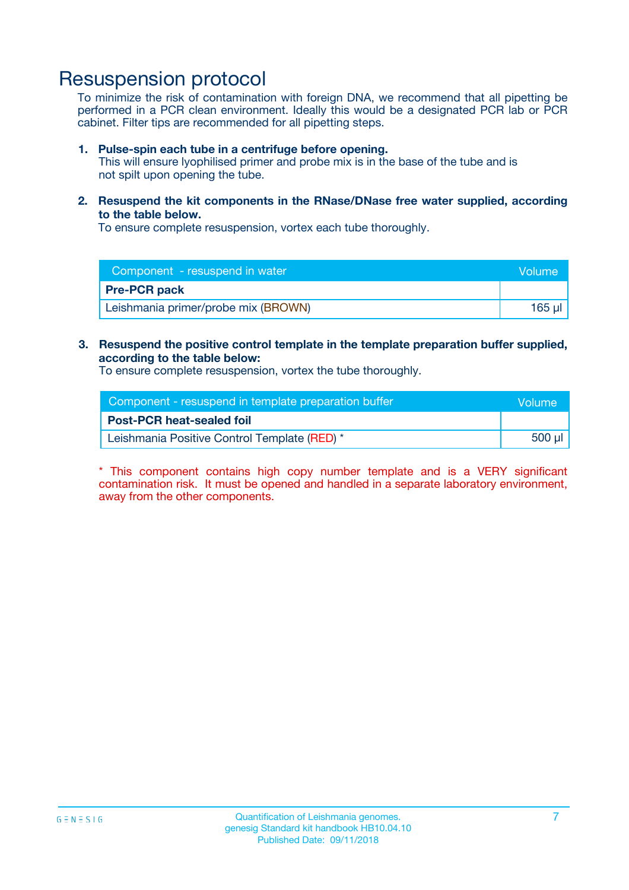# Resuspension protocol

To minimize the risk of contamination with foreign DNA, we recommend that all pipetting be performed in a PCR clean environment. Ideally this would be a designated PCR lab or PCR cabinet. Filter tips are recommended for all pipetting steps.

1. **Pulse-spin each tube in a centrifuge before opening.**
   This will ensure lyophilised primer and probe mix is in the base of the tube and is not spilt upon opening the tube.

2. **Resuspend the kit components in the RNase/DNase free water supplied, according to the table below.**
   To ensure complete resuspension, vortex each tube thoroughly.

| Component - resuspend in water | Volume |
|---|---|
| **Pre-PCR pack** | |
| Leishmania primer/probe mix (BROWN) | 165 µl |

3. **Resuspend the positive control template in the template preparation buffer supplied, according to the table below:**
   To ensure complete resuspension, vortex the tube thoroughly.

| Component - resuspend in template preparation buffer | Volume |
|---|---|
| **Post-PCR heat-sealed foil** | |
| Leishmania Positive Control Template (RED) * | 500 µl |

* This component contains high copy number template and is a VERY significant contamination risk. It must be opened and handled in a separate laboratory environment, away from the other components.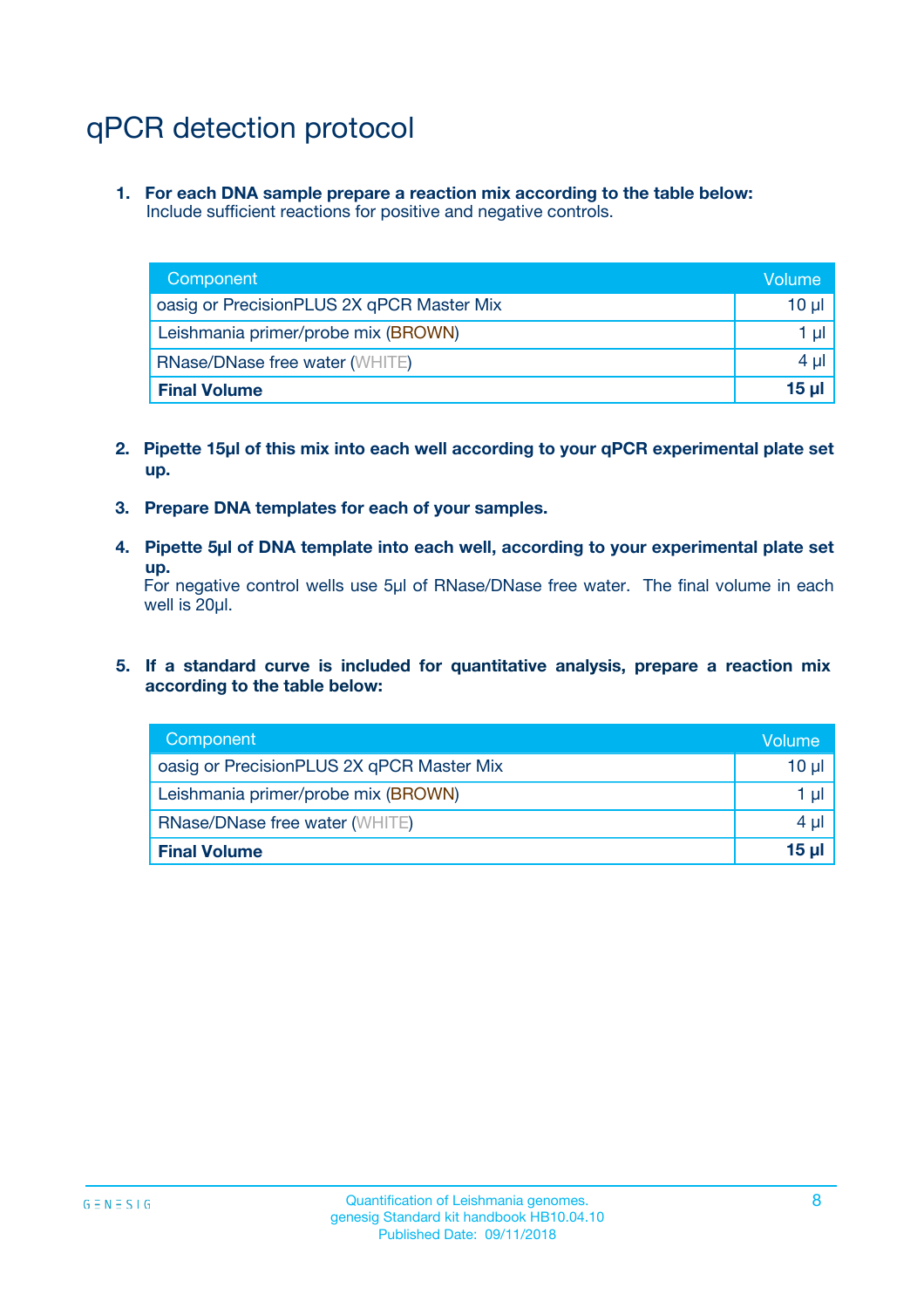# qPCR detection protocol

1. **For each DNA sample prepare a reaction mix according to the table below:**
   Include sufficient reactions for positive and negative controls.

| Component | Volume |
|---|---|
| oasig or PrecisionPLUS 2X qPCR Master Mix | 10 µl |
| Leishmania primer/probe mix (BROWN) | 1 µl |
| RNase/DNase free water (WHITE) | 4 µl |
| **Final Volume** | **15 µl** |

2. **Pipette 15µl of this mix into each well according to your qPCR experimental plate set up.**

3. **Prepare DNA templates for each of your samples.**

4. **Pipette 5µl of DNA template into each well, according to your experimental plate set up.**
   For negative control wells use 5µl of RNase/DNase free water. The final volume in each well is 20µl.

5. **If a standard curve is included for quantitative analysis, prepare a reaction mix according to the table below:**

| Component | Volume |
|---|---|
| oasig or PrecisionPLUS 2X qPCR Master Mix | 10 µl |
| Leishmania primer/probe mix (BROWN) | 1 µl |
| RNase/DNase free water (WHITE) | 4 µl |
| **Final Volume** | **15 µl** |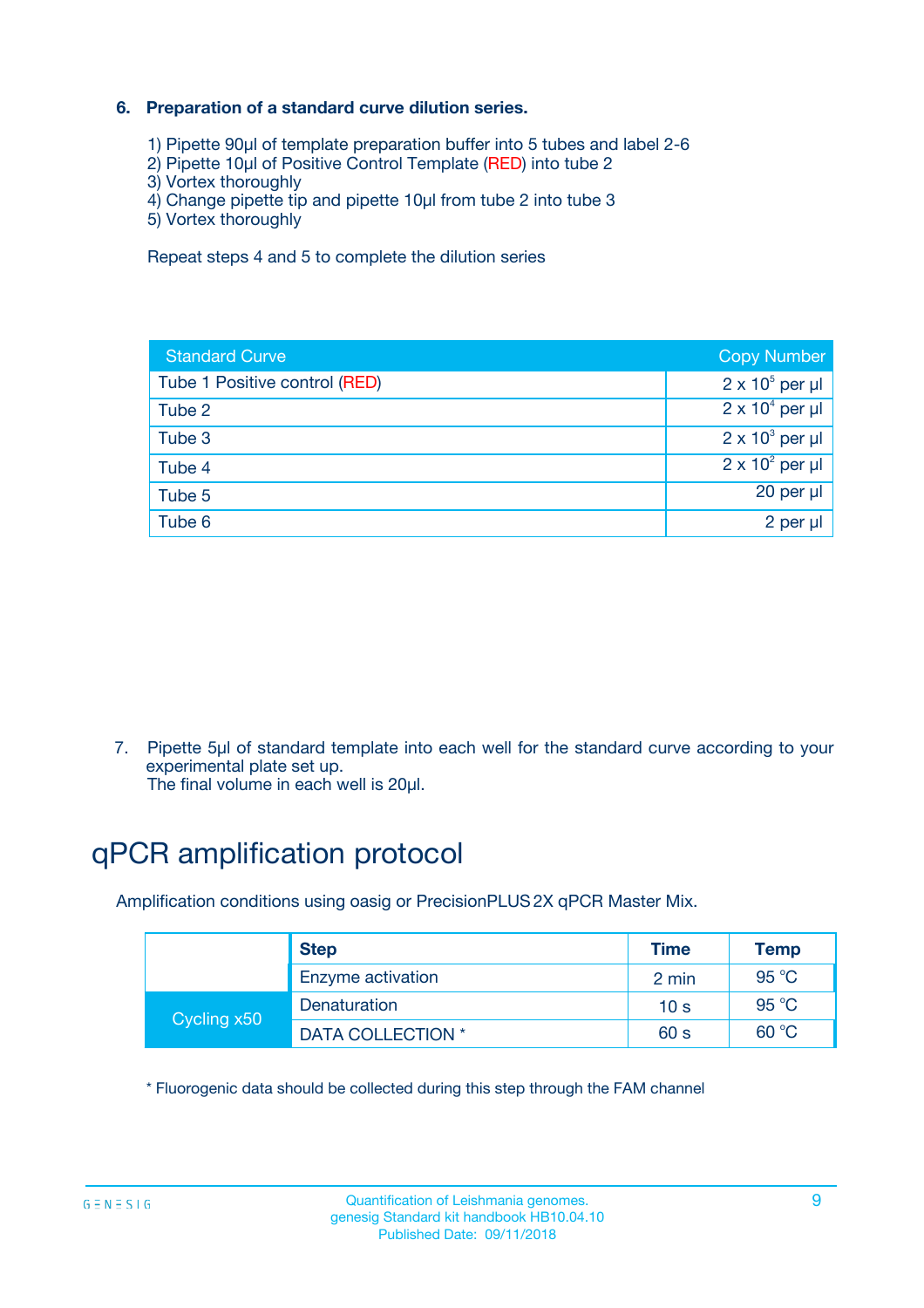### 6. Preparation of a standard curve dilution series.

1) Pipette 90µl of template preparation buffer into 5 tubes and label 2-6
2) Pipette 10µl of Positive Control Template (RED) into tube 2
3) Vortex thoroughly
4) Change pipette tip and pipette 10µl from tube 2 into tube 3
5) Vortex thoroughly

Repeat steps 4 and 5 to complete the dilution series

| Standard Curve | Copy Number |
|---|---|
| Tube 1 Positive control (RED) | $2 \times 10^5$ per µl |
| Tube 2 | $2 \times 10^4$ per µl |
| Tube 3 | $2 \times 10^3$ per µl |
| Tube 4 | $2 \times 10^2$ per µl |
| Tube 5 | 20 per µl |
| Tube 6 | 2 per µl |

7. Pipette 5µl of standard template into each well for the standard curve according to your experimental plate set up.
The final volume in each well is 20µl.

# qPCR amplification protocol

Amplification conditions using oasig or PrecisionPLUS 2X qPCR Master Mix.

| | Step | Time | Temp |
|---|---|---|---|
| | Enzyme activation | 2 min | 95 °C |
| Cycling x50 | Denaturation | 10 s | 95 °C |
| | DATA COLLECTION * | 60 s | 60 °C |

* Fluorogenic data should be collected during this step through the FAM channel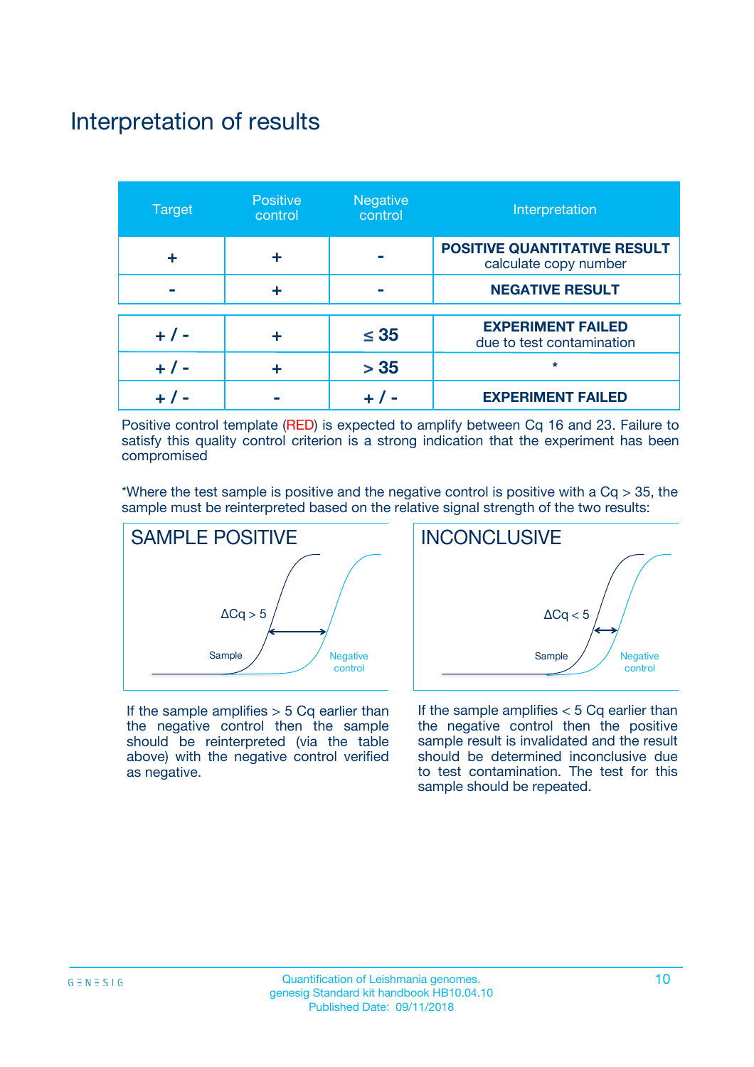# Interpretation of results

| Target | Positive control | Negative control | Interpretation |
|---|---|---|---|
| + | + | - | **POSITIVE QUANTITATIVE RESULT** calculate copy number |
| - | + | - | **NEGATIVE RESULT** |
| + / - | + | ≤ 35 | **EXPERIMENT FAILED** due to test contamination |
| + / - | + | > 35 | * |
| + / - | - | + / - | **EXPERIMENT FAILED** |

Positive control template (RED) is expected to amplify between Cq 16 and 23. Failure to satisfy this quality control criterion is a strong indication that the experiment has been compromised

*Where the test sample is positive and the negative control is positive with a Cq > 35, the sample must be reinterpreted based on the relative signal strength of the two results:

## SAMPLE POSITIVE

ΔCq > 5

Sample

Negative control

If the sample amplifies > 5 Cq earlier than the negative control then the sample should be reinterpreted (via the table above) with the negative control verified as negative.

## INCONCLUSIVE

ΔCq < 5

Sample

Negative control

If the sample amplifies < 5 Cq earlier than the negative control then the positive sample result is invalidated and the result should be determined inconclusive due to test contamination. The test for this sample should be repeated.